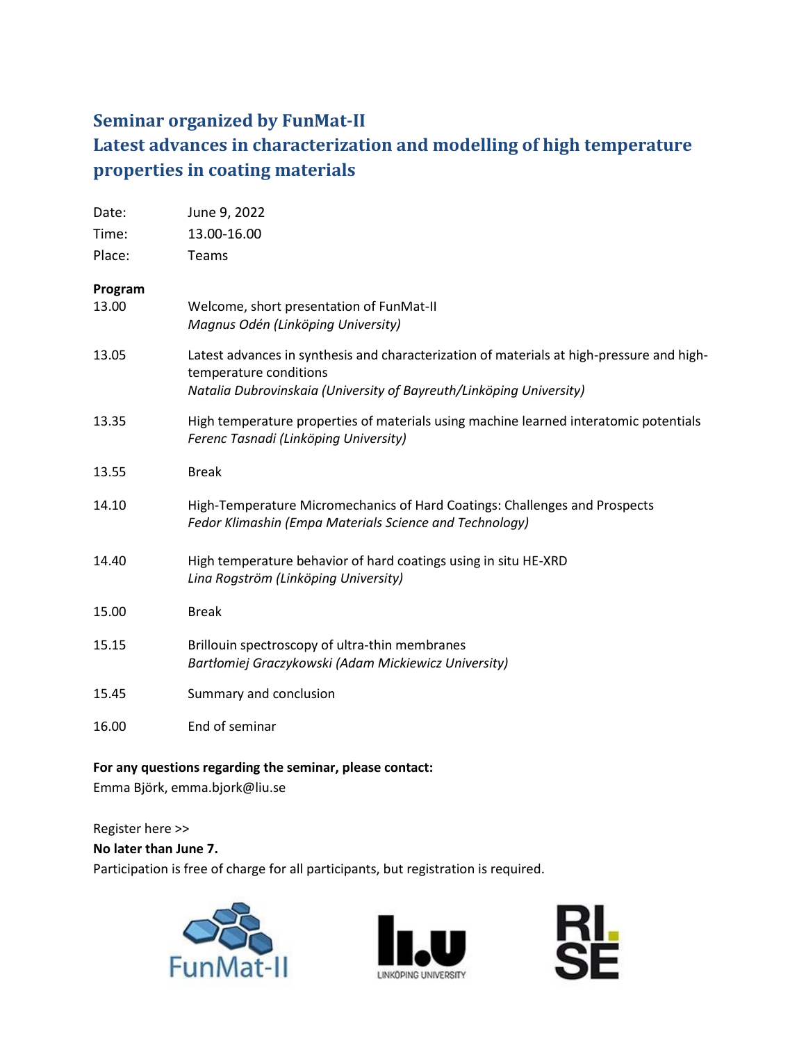# Seminar organized by FunMat-II

# Latest advances in characterization and modelling of high temperature properties in coating materials

| | |
|---|---|
| Date: | June 9, 2022 |
| Time: | 13.00-16.00 |
| Place: | Teams |

**Program**

| | |
|---|---|
| 13.00 | Welcome, short presentation of FunMat-II<br>*Magnus Odén (Linköping University)* |
| 13.05 | Latest advances in synthesis and characterization of materials at high-pressure and high-temperature conditions<br>*Natalia Dubrovinskaia (University of Bayreuth/Linköping University)* |
| 13.35 | High temperature properties of materials using machine learned interatomic potentials<br>*Ferenc Tasnadi (Linköping University)* |
| 13.55 | Break |
| 14.10 | High-Temperature Micromechanics of Hard Coatings: Challenges and Prospects<br>*Fedor Klimashin (Empa Materials Science and Technology)* |
| 14.40 | High temperature behavior of hard coatings using in situ HE-XRD<br>*Lina Rogström (Linköping University)* |
| 15.00 | Break |
| 15.15 | Brillouin spectroscopy of ultra-thin membranes<br>*Bartłomiej Graczykowski (Adam Mickiewicz University)* |
| 15.45 | Summary and conclusion |
| 16.00 | End of seminar |

**For any questions regarding the seminar, please contact:**
Emma Björk, emma.bjork@liu.se

Register here >>
**No later than June 7.**
Participation is free of charge for all participants, but registration is required.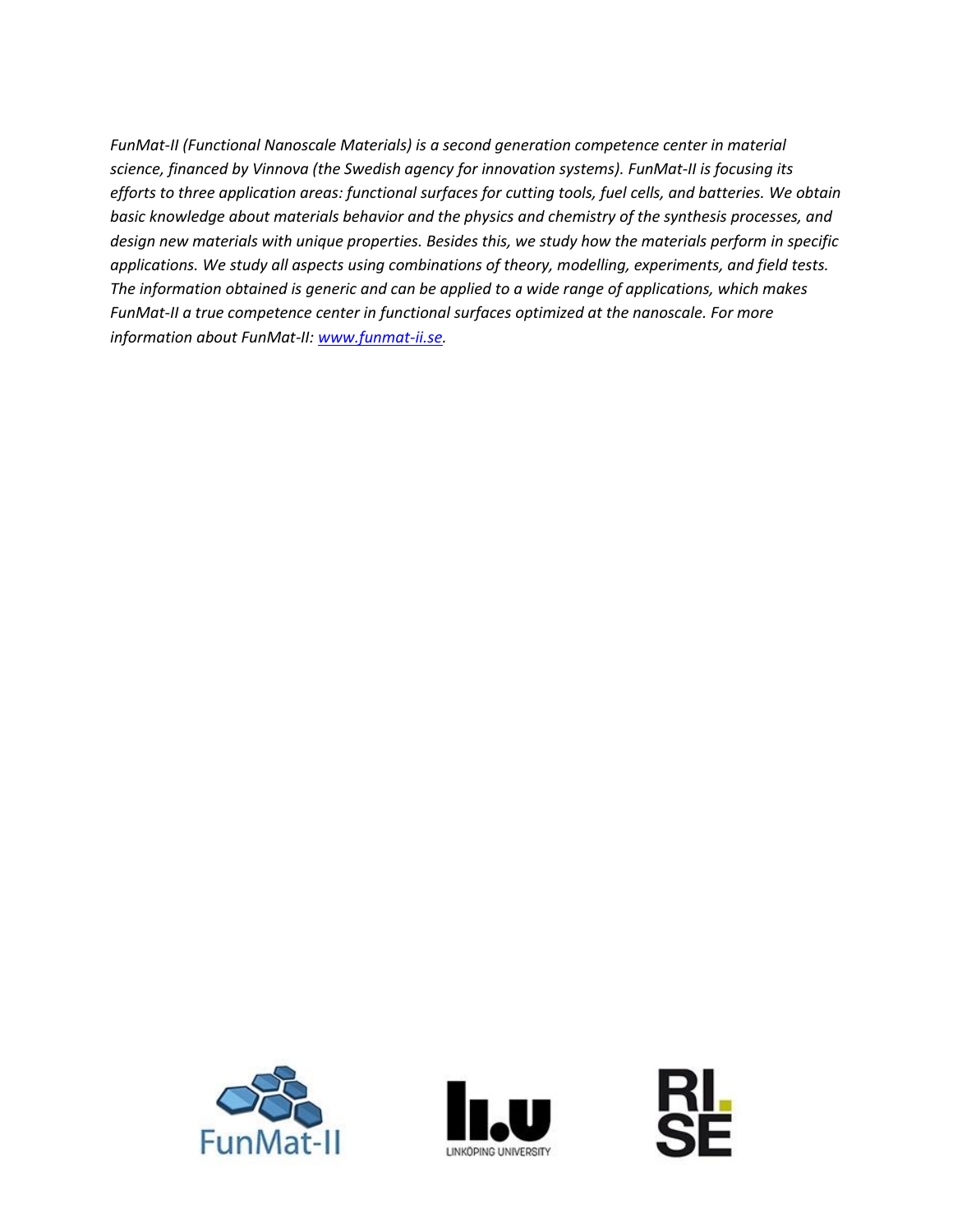*FunMat-II (Functional Nanoscale Materials) is a second generation competence center in material science, financed by Vinnova (the Swedish agency for innovation systems). FunMat-II is focusing its efforts to three application areas: functional surfaces for cutting tools, fuel cells, and batteries. We obtain basic knowledge about materials behavior and the physics and chemistry of the synthesis processes, and design new materials with unique properties. Besides this, we study how the materials perform in specific applications. We study all aspects using combinations of theory, modelling, experiments, and field tests. The information obtained is generic and can be applied to a wide range of applications, which makes FunMat-II a true competence center in functional surfaces optimized at the nanoscale. For more information about FunMat-II: [www.funmat-ii.se](http://www.funmat-ii.se).*